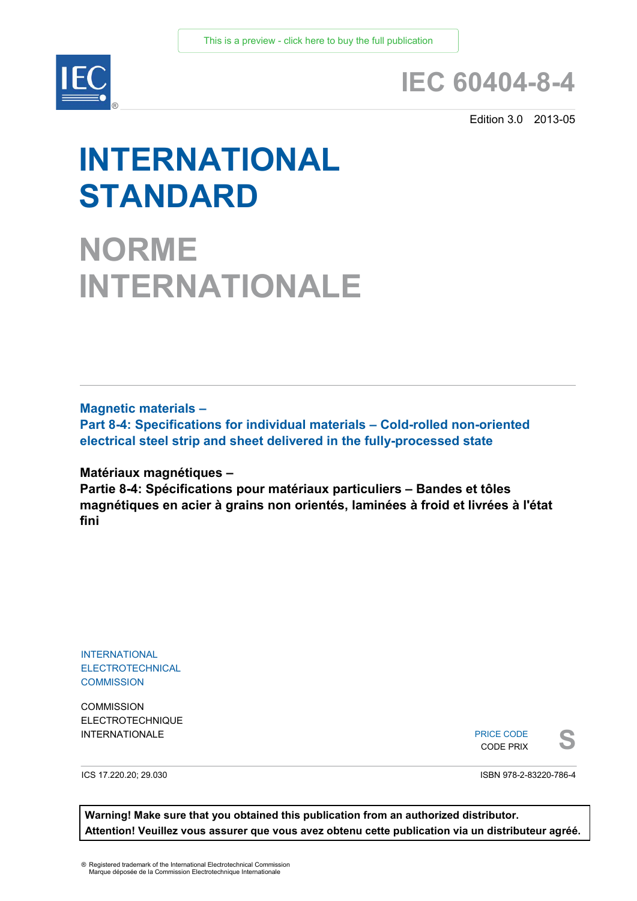This is a preview - click here to buy the full publication

# IEC 60404-8-4

Edition 3.0 2013-05

# INTERNATIONAL STANDARD

# NORME INTERNATIONALE

**Magnetic materials –**
**Part 8-4: Specifications for individual materials – Cold-rolled non-oriented electrical steel strip and sheet delivered in the fully-processed state**

**Matériaux magnétiques –**
**Partie 8-4: Spécifications pour matériaux particuliers – Bandes et tôles magnétiques en acier à grains non orientés, laminées à froid et livrées à l'état fini**

INTERNATIONAL ELECTROTECHNICAL COMMISSION

COMMISSION ELECTROTECHNIQUE INTERNATIONALE

PRICE CODE
CODE PRIX **S**

ICS 17.220.20; 29.030

ISBN 978-2-83220-786-4

**Warning! Make sure that you obtained this publication from an authorized distributor.**
**Attention! Veuillez vous assurer que vous avez obtenu cette publication via un distributeur agréé.**

® Registered trademark of the International Electrotechnical Commission
Marque déposée de la Commission Electrotechnique Internationale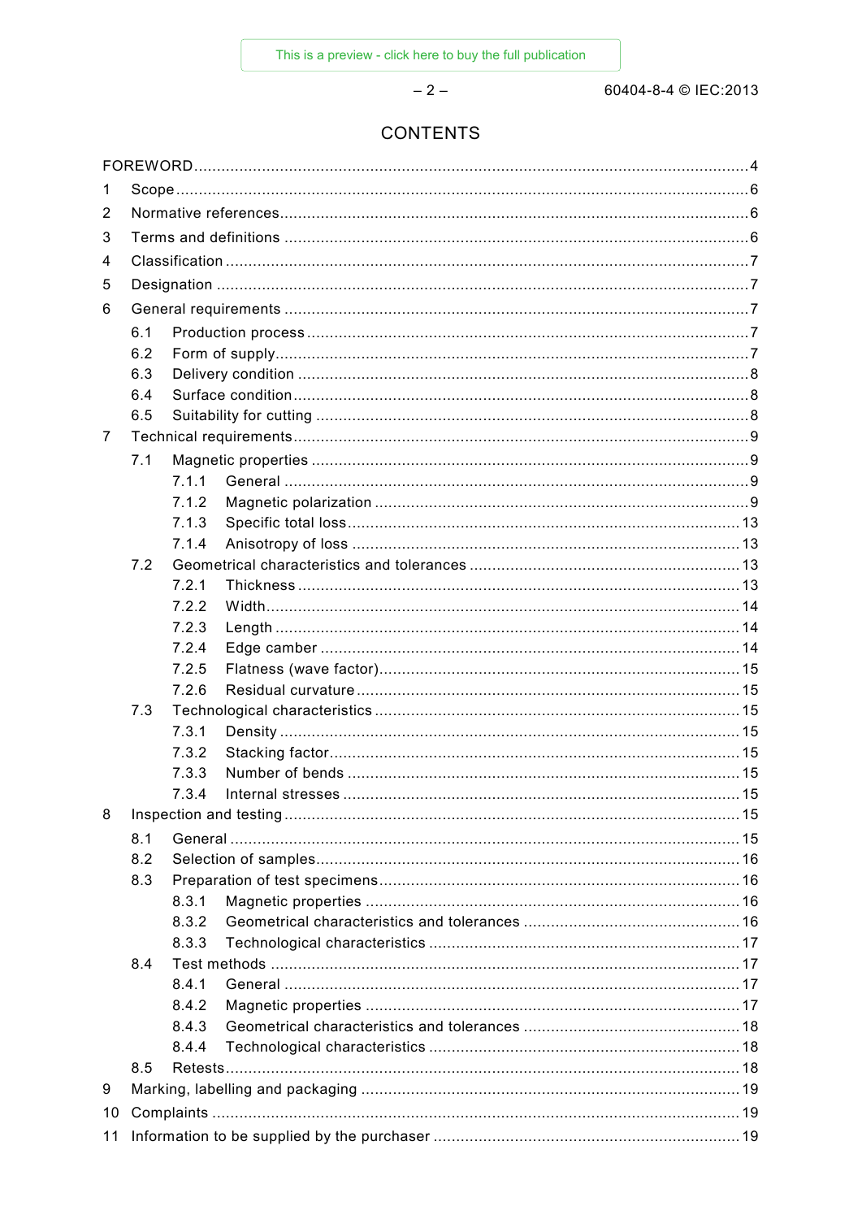# CONTENTS

FOREWORD ... 4

1 Scope ... 6

2 Normative references ... 6

3 Terms and definitions ... 6

4 Classification ... 7

5 Designation ... 7

6 General requirements ... 7

- 6.1 Production process ... 7
- 6.2 Form of supply ... 7
- 6.3 Delivery condition ... 8
- 6.4 Surface condition ... 8
- 6.5 Suitability for cutting ... 8

7 Technical requirements ... 9

- 7.1 Magnetic properties ... 9
  - 7.1.1 General ... 9
  - 7.1.2 Magnetic polarization ... 9
  - 7.1.3 Specific total loss ... 13
  - 7.1.4 Anisotropy of loss ... 13
- 7.2 Geometrical characteristics and tolerances ... 13
  - 7.2.1 Thickness ... 13
  - 7.2.2 Width ... 14
  - 7.2.3 Length ... 14
  - 7.2.4 Edge camber ... 14
  - 7.2.5 Flatness (wave factor) ... 15
  - 7.2.6 Residual curvature ... 15
- 7.3 Technological characteristics ... 15
  - 7.3.1 Density ... 15
  - 7.3.2 Stacking factor ... 15
  - 7.3.3 Number of bends ... 15
  - 7.3.4 Internal stresses ... 15

8 Inspection and testing ... 15

- 8.1 General ... 15
- 8.2 Selection of samples ... 16
- 8.3 Preparation of test specimens ... 16
  - 8.3.1 Magnetic properties ... 16
  - 8.3.2 Geometrical characteristics and tolerances ... 16
  - 8.3.3 Technological characteristics ... 17
- 8.4 Test methods ... 17
  - 8.4.1 General ... 17
  - 8.4.2 Magnetic properties ... 17
  - 8.4.3 Geometrical characteristics and tolerances ... 18
  - 8.4.4 Technological characteristics ... 18
- 8.5 Retests ... 18

9 Marking, labelling and packaging ... 19

10 Complaints ... 19

11 Information to be supplied by the purchaser ... 19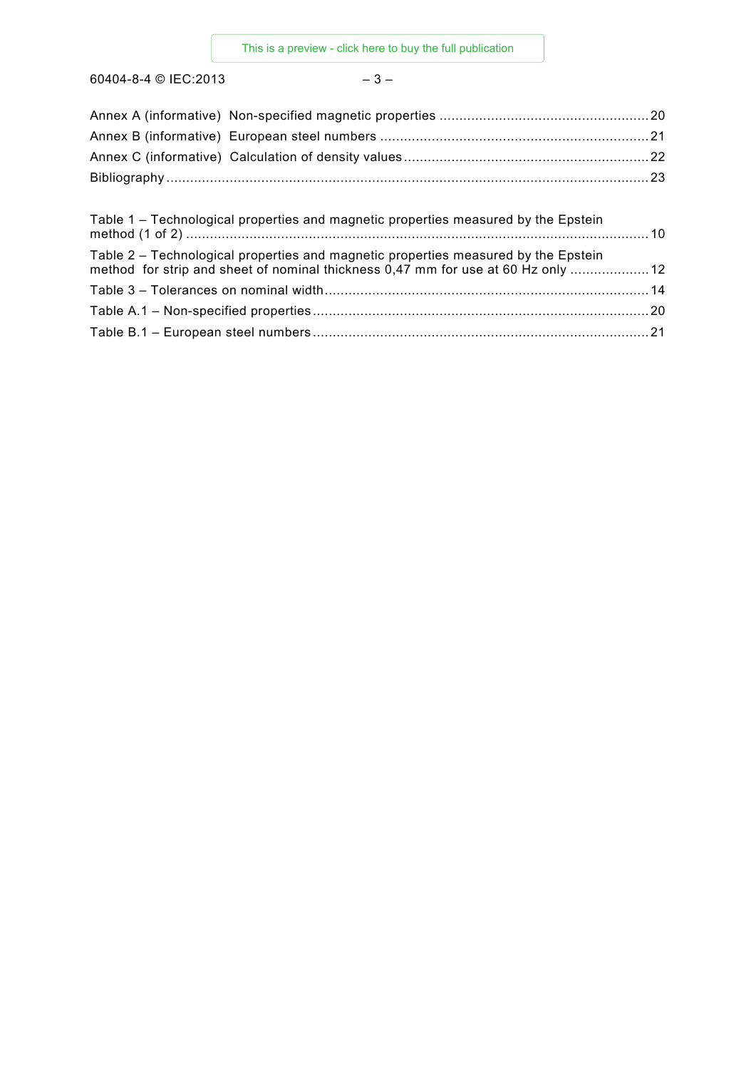Annex A (informative) Non-specified magnetic properties .................................................... 20

Annex B (informative) European steel numbers ................................................................... 21

Annex C (informative) Calculation of density values ............................................................ 22

Bibliography ........................................................................................................................ 23

Table 1 – Technological properties and magnetic properties measured by the Epstein method (1 of 2) ..................................................................................................................... 10

Table 2 – Technological properties and magnetic properties measured by the Epstein method for strip and sheet of nominal thickness 0,47 mm for use at 60 Hz only .................... 12

Table 3 – Tolerances on nominal width ................................................................................. 14

Table A.1 – Non-specified properties .................................................................................... 20

Table B.1 – European steel numbers .................................................................................... 21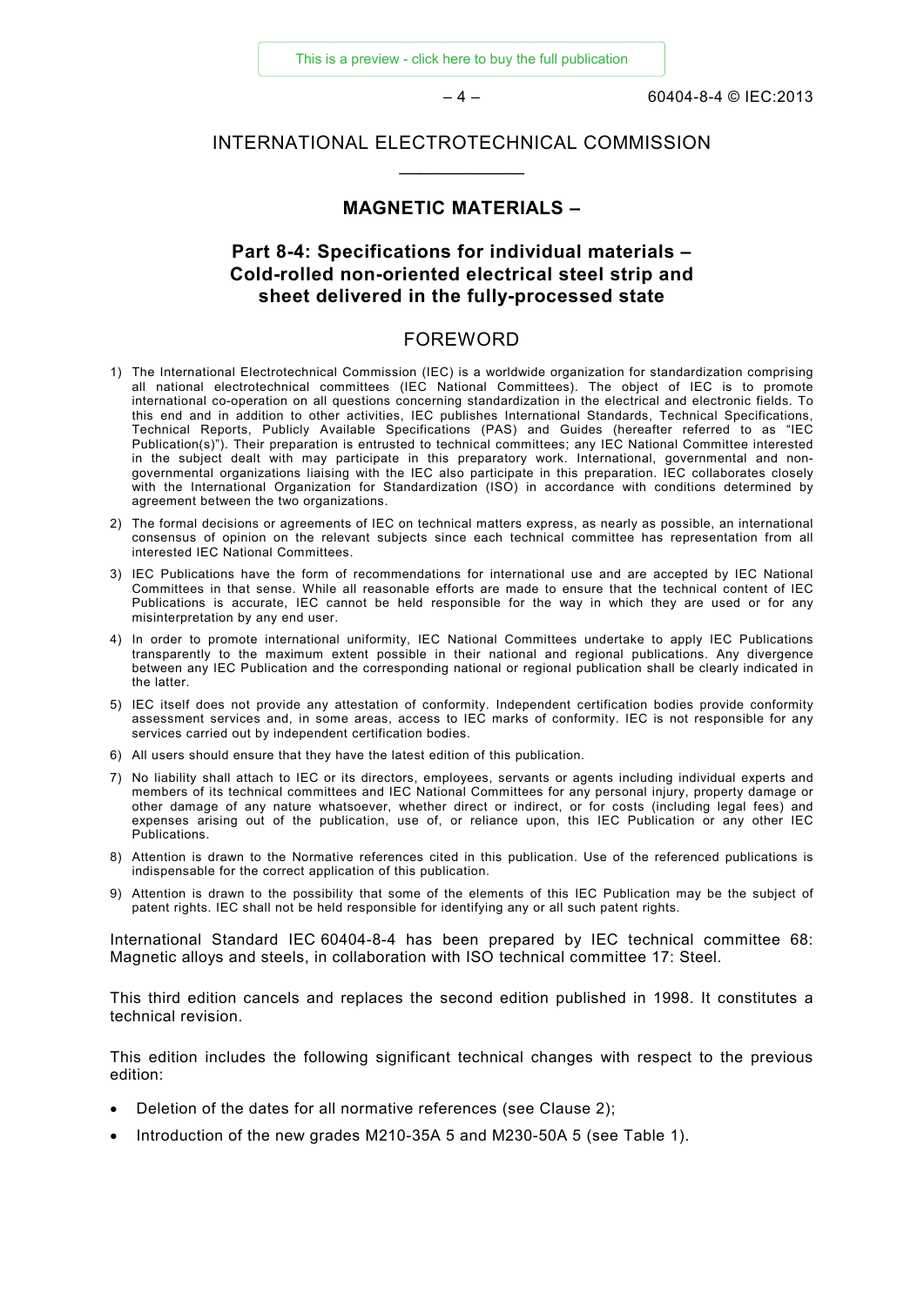INTERNATIONAL ELECTROTECHNICAL COMMISSION

____________

# MAGNETIC MATERIALS –

## Part 8-4: Specifications for individual materials – Cold-rolled non-oriented electrical steel strip and sheet delivered in the fully-processed state

## FOREWORD

1) The International Electrotechnical Commission (IEC) is a worldwide organization for standardization comprising all national electrotechnical committees (IEC National Committees). The object of IEC is to promote international co-operation on all questions concerning standardization in the electrical and electronic fields. To this end and in addition to other activities, IEC publishes International Standards, Technical Specifications, Technical Reports, Publicly Available Specifications (PAS) and Guides (hereafter referred to as "IEC Publication(s)"). Their preparation is entrusted to technical committees; any IEC National Committee interested in the subject dealt with may participate in this preparatory work. International, governmental and non-governmental organizations liaising with the IEC also participate in this preparation. IEC collaborates closely with the International Organization for Standardization (ISO) in accordance with conditions determined by agreement between the two organizations.

2) The formal decisions or agreements of IEC on technical matters express, as nearly as possible, an international consensus of opinion on the relevant subjects since each technical committee has representation from all interested IEC National Committees.

3) IEC Publications have the form of recommendations for international use and are accepted by IEC National Committees in that sense. While all reasonable efforts are made to ensure that the technical content of IEC Publications is accurate, IEC cannot be held responsible for the way in which they are used or for any misinterpretation by any end user.

4) In order to promote international uniformity, IEC National Committees undertake to apply IEC Publications transparently to the maximum extent possible in their national and regional publications. Any divergence between any IEC Publication and the corresponding national or regional publication shall be clearly indicated in the latter.

5) IEC itself does not provide any attestation of conformity. Independent certification bodies provide conformity assessment services and, in some areas, access to IEC marks of conformity. IEC is not responsible for any services carried out by independent certification bodies.

6) All users should ensure that they have the latest edition of this publication.

7) No liability shall attach to IEC or its directors, employees, servants or agents including individual experts and members of its technical committees and IEC National Committees for any personal injury, property damage or other damage of any nature whatsoever, whether direct or indirect, or for costs (including legal fees) and expenses arising out of the publication, use of, or reliance upon, this IEC Publication or any other IEC Publications.

8) Attention is drawn to the Normative references cited in this publication. Use of the referenced publications is indispensable for the correct application of this publication.

9) Attention is drawn to the possibility that some of the elements of this IEC Publication may be the subject of patent rights. IEC shall not be held responsible for identifying any or all such patent rights.

International Standard IEC 60404-8-4 has been prepared by IEC technical committee 68: Magnetic alloys and steels, in collaboration with ISO technical committee 17: Steel.

This third edition cancels and replaces the second edition published in 1998. It constitutes a technical revision.

This edition includes the following significant technical changes with respect to the previous edition:

- Deletion of the dates for all normative references (see Clause 2);
- Introduction of the new grades M210-35A 5 and M230-50A 5 (see Table 1).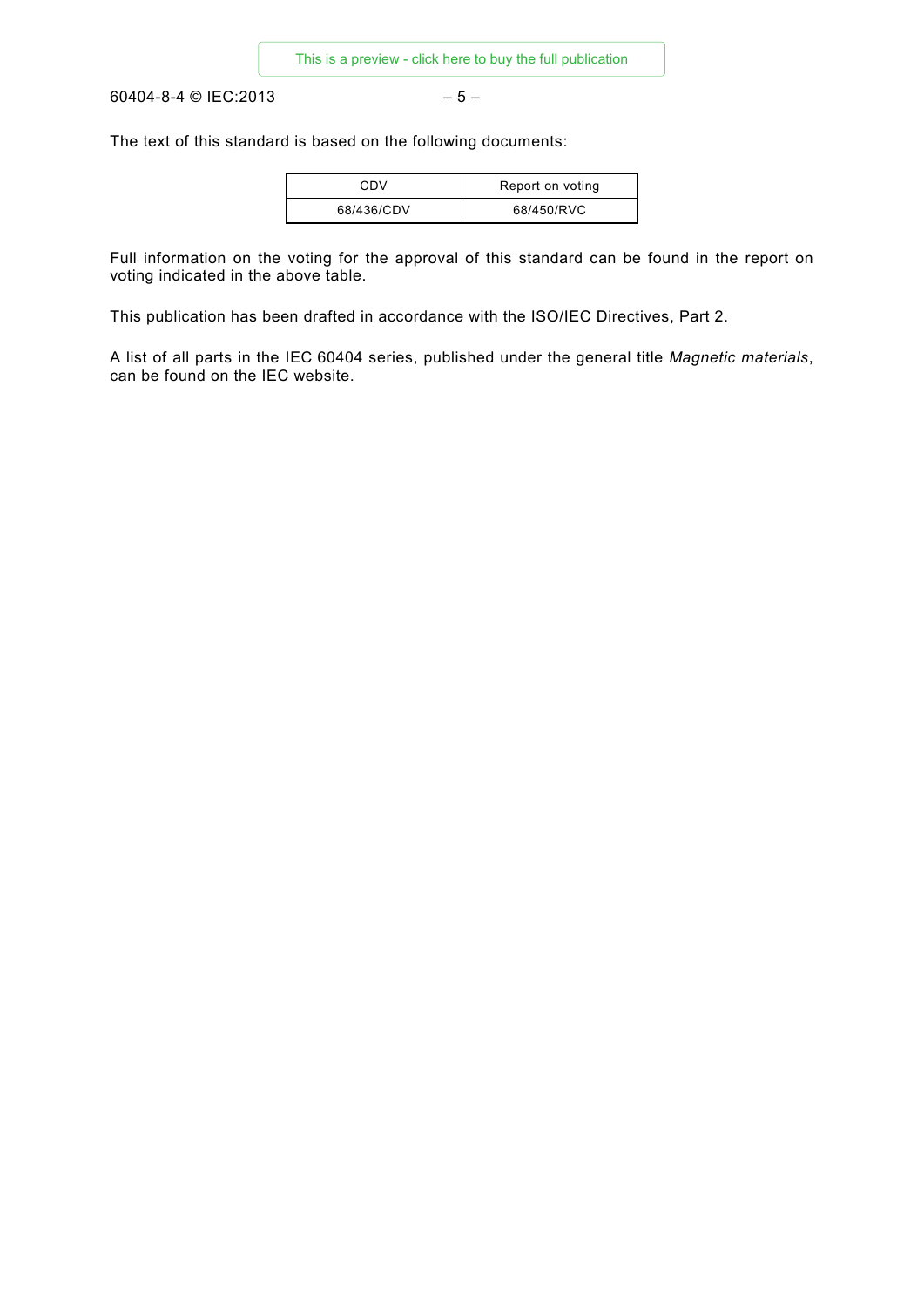The text of this standard is based on the following documents:

| CDV | Report on voting |
|---|---|
| 68/436/CDV | 68/450/RVC |

Full information on the voting for the approval of this standard can be found in the report on voting indicated in the above table.

This publication has been drafted in accordance with the ISO/IEC Directives, Part 2.

A list of all parts in the IEC 60404 series, published under the general title *Magnetic materials*, can be found on the IEC website.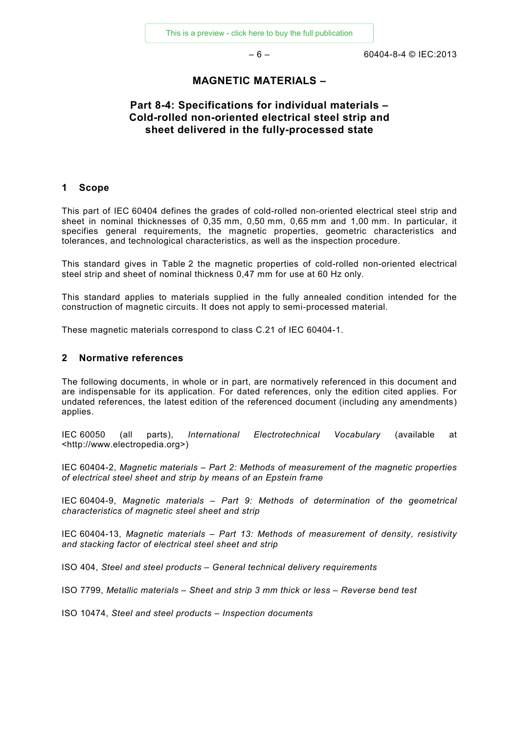# MAGNETIC MATERIALS –

## Part 8-4: Specifications for individual materials – Cold-rolled non-oriented electrical steel strip and sheet delivered in the fully-processed state

## 1 Scope

This part of IEC 60404 defines the grades of cold-rolled non-oriented electrical steel strip and sheet in nominal thicknesses of 0,35 mm, 0,50 mm, 0,65 mm and 1,00 mm. In particular, it specifies general requirements, the magnetic properties, geometric characteristics and tolerances, and technological characteristics, as well as the inspection procedure.

This standard gives in Table 2 the magnetic properties of cold-rolled non-oriented electrical steel strip and sheet of nominal thickness 0,47 mm for use at 60 Hz only.

This standard applies to materials supplied in the fully annealed condition intended for the construction of magnetic circuits. It does not apply to semi-processed material.

These magnetic materials correspond to class C.21 of IEC 60404-1.

## 2 Normative references

The following documents, in whole or in part, are normatively referenced in this document and are indispensable for its application. For dated references, only the edition cited applies. For undated references, the latest edition of the referenced document (including any amendments) applies.

IEC 60050 (all parts), *International Electrotechnical Vocabulary* (available at <http://www.electropedia.org>)

IEC 60404-2, *Magnetic materials – Part 2: Methods of measurement of the magnetic properties of electrical steel sheet and strip by means of an Epstein frame*

IEC 60404-9, *Magnetic materials – Part 9: Methods of determination of the geometrical characteristics of magnetic steel sheet and strip*

IEC 60404-13, *Magnetic materials – Part 13: Methods of measurement of density, resistivity and stacking factor of electrical steel sheet and strip*

ISO 404, *Steel and steel products – General technical delivery requirements*

ISO 7799, *Metallic materials – Sheet and strip 3 mm thick or less – Reverse bend test*

ISO 10474, *Steel and steel products – Inspection documents*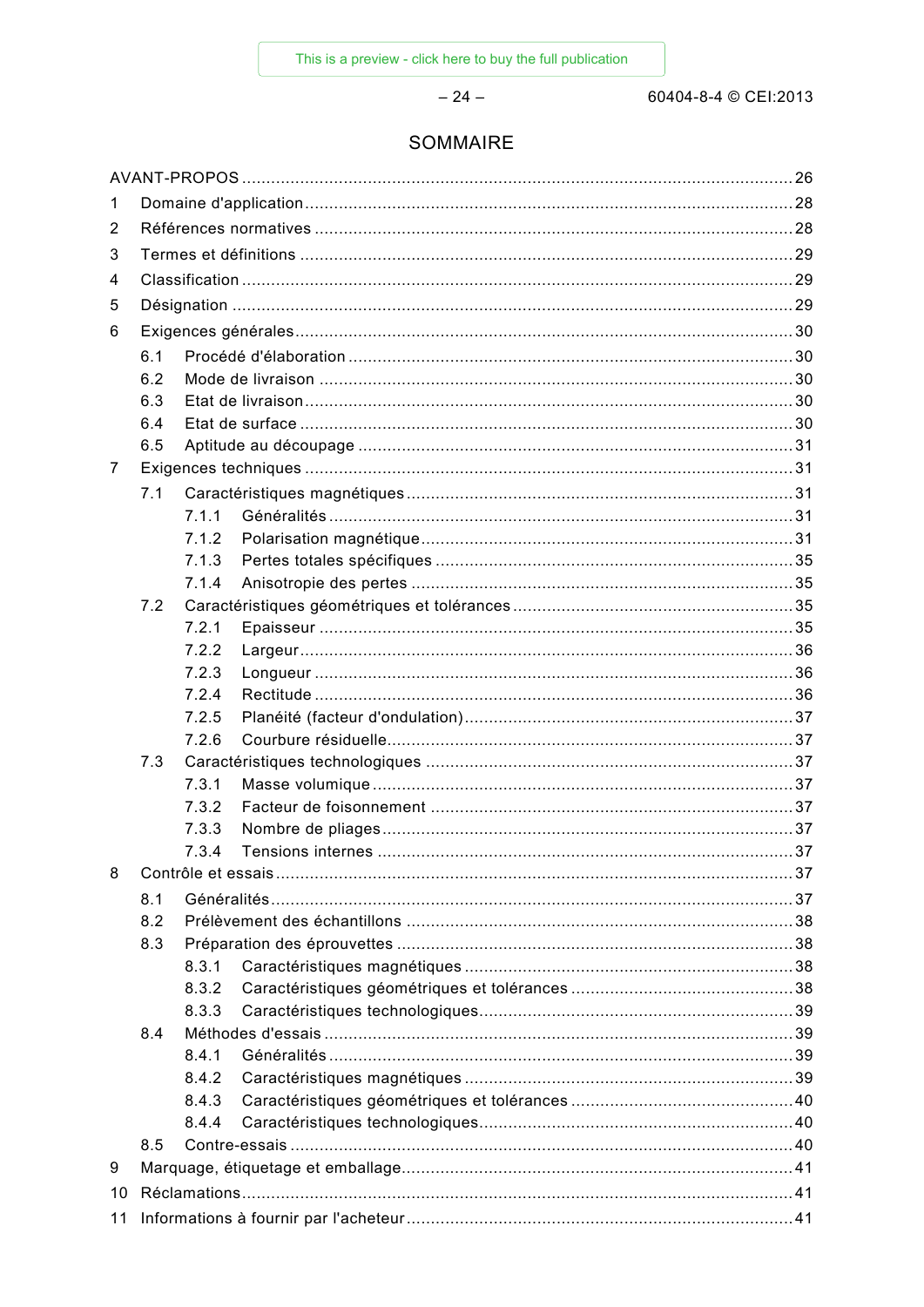# SOMMAIRE

AVANT-PROPOS ..... 26

1 Domaine d'application ..... 28

2 Références normatives ..... 28

3 Termes et définitions ..... 29

4 Classification ..... 29

5 Désignation ..... 29

6 Exigences générales ..... 30

- 6.1 Procédé d'élaboration ..... 30
- 6.2 Mode de livraison ..... 30
- 6.3 Etat de livraison ..... 30
- 6.4 Etat de surface ..... 30
- 6.5 Aptitude au découpage ..... 31

7 Exigences techniques ..... 31

- 7.1 Caractéristiques magnétiques ..... 31
  - 7.1.1 Généralités ..... 31
  - 7.1.2 Polarisation magnétique ..... 31
  - 7.1.3 Pertes totales spécifiques ..... 35
  - 7.1.4 Anisotropie des pertes ..... 35
- 7.2 Caractéristiques géométriques et tolérances ..... 35
  - 7.2.1 Epaisseur ..... 35
  - 7.2.2 Largeur ..... 36
  - 7.2.3 Longueur ..... 36
  - 7.2.4 Rectitude ..... 36
  - 7.2.5 Planéité (facteur d'ondulation) ..... 37
  - 7.2.6 Courbure résiduelle ..... 37
- 7.3 Caractéristiques technologiques ..... 37
  - 7.3.1 Masse volumique ..... 37
  - 7.3.2 Facteur de foisonnement ..... 37
  - 7.3.3 Nombre de pliages ..... 37
  - 7.3.4 Tensions internes ..... 37

8 Contrôle et essais ..... 37

- 8.1 Généralités ..... 37
- 8.2 Prélèvement des échantillons ..... 38
- 8.3 Préparation des éprouvettes ..... 38
  - 8.3.1 Caractéristiques magnétiques ..... 38
  - 8.3.2 Caractéristiques géométriques et tolérances ..... 38
  - 8.3.3 Caractéristiques technologiques ..... 39
- 8.4 Méthodes d'essais ..... 39
  - 8.4.1 Généralités ..... 39
  - 8.4.2 Caractéristiques magnétiques ..... 39
  - 8.4.3 Caractéristiques géométriques et tolérances ..... 40
  - 8.4.4 Caractéristiques technologiques ..... 40
- 8.5 Contre-essais ..... 40

9 Marquage, étiquetage et emballage ..... 41

10 Réclamations ..... 41

11 Informations à fournir par l'acheteur ..... 41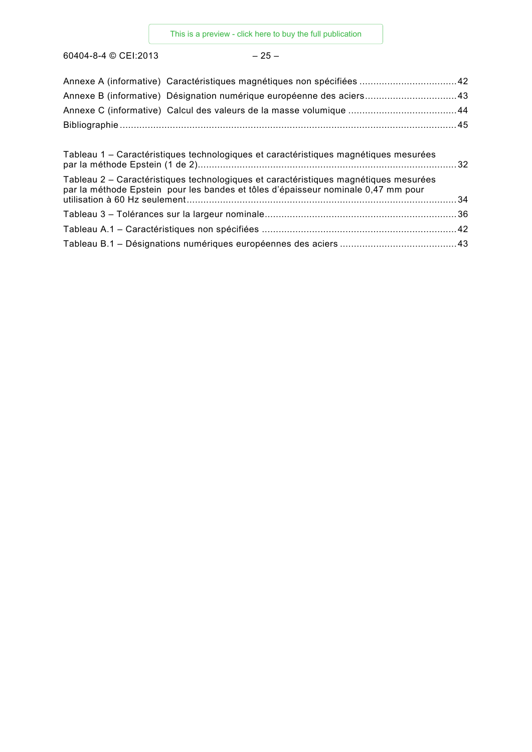Annexe A (informative) Caractéristiques magnétiques non spécifiées .................................. 42
Annexe B (informative) Désignation numérique européenne des aciers ................................ 43
Annexe C (informative) Calcul des valeurs de la masse volumique ...................................... 44
Bibliographie ........................................................................................................................ 45

Tableau 1 – Caractéristiques technologiques et caractéristiques magnétiques mesurées par la méthode Epstein (1 de 2) ............................................................................................ 32
Tableau 2 – Caractéristiques technologiques et caractéristiques magnétiques mesurées par la méthode Epstein pour les bandes et tôles d'épaisseur nominale 0,47 mm pour utilisation à 60 Hz seulement ................................................................................................ 34
Tableau 3 – Tolérances sur la largeur nominale .................................................................... 36
Tableau A.1 – Caractéristiques non spécifiées ..................................................................... 42
Tableau B.1 – Désignations numériques européennes des aciers ......................................... 43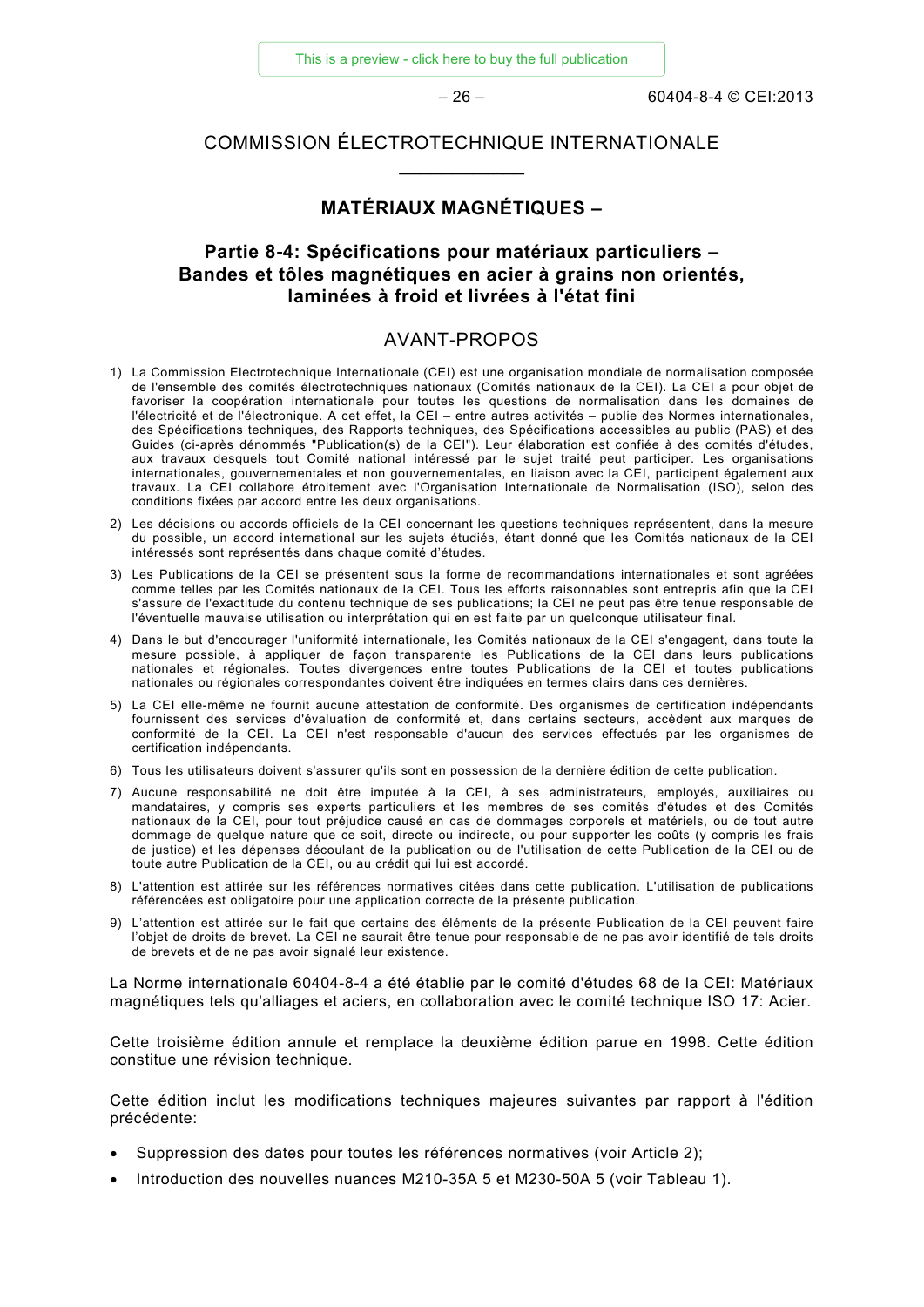COMMISSION ÉLECTROTECHNIQUE INTERNATIONALE

\_\_\_\_\_\_\_\_\_\_\_\_

## MATÉRIAUX MAGNÉTIQUES –

## Partie 8-4: Spécifications pour matériaux particuliers – Bandes et tôles magnétiques en acier à grains non orientés, laminées à froid et livrées à l'état fini

## AVANT-PROPOS

1) La Commission Electrotechnique Internationale (CEI) est une organisation mondiale de normalisation composée de l'ensemble des comités électrotechniques nationaux (Comités nationaux de la CEI). La CEI a pour objet de favoriser la coopération internationale pour toutes les questions de normalisation dans les domaines de l'électricité et de l'électronique. A cet effet, la CEI – entre autres activités – publie des Normes internationales, des Spécifications techniques, des Rapports techniques, des Spécifications accessibles au public (PAS) et des Guides (ci-après dénommés "Publication(s) de la CEI"). Leur élaboration est confiée à des comités d'études, aux travaux desquels tout Comité national intéressé par le sujet traité peut participer. Les organisations internationales, gouvernementales et non gouvernementales, en liaison avec la CEI, participent également aux travaux. La CEI collabore étroitement avec l'Organisation Internationale de Normalisation (ISO), selon des conditions fixées par accord entre les deux organisations.
2) Les décisions ou accords officiels de la CEI concernant les questions techniques représentent, dans la mesure du possible, un accord international sur les sujets étudiés, étant donné que les Comités nationaux de la CEI intéressés sont représentés dans chaque comité d'études.
3) Les Publications de la CEI se présentent sous la forme de recommandations internationales et sont agréées comme telles par les Comités nationaux de la CEI. Tous les efforts raisonnables sont entrepris afin que la CEI s'assure de l'exactitude du contenu technique de ses publications; la CEI ne peut pas être tenue responsable de l'éventuelle mauvaise utilisation ou interprétation qui en est faite par un quelconque utilisateur final.
4) Dans le but d'encourager l'uniformité internationale, les Comités nationaux de la CEI s'engagent, dans toute la mesure possible, à appliquer de façon transparente les Publications de la CEI dans leurs publications nationales et régionales. Toutes divergences entre toutes Publications de la CEI et toutes publications nationales ou régionales correspondantes doivent être indiquées en termes clairs dans ces dernières.
5) La CEI elle-même ne fournit aucune attestation de conformité. Des organismes de certification indépendants fournissent des services d'évaluation de conformité et, dans certains secteurs, accèdent aux marques de conformité de la CEI. La CEI n'est responsable d'aucun des services effectués par les organismes de certification indépendants.
6) Tous les utilisateurs doivent s'assurer qu'ils sont en possession de la dernière édition de cette publication.
7) Aucune responsabilité ne doit être imputée à la CEI, à ses administrateurs, employés, auxiliaires ou mandataires, y compris ses experts particuliers et les membres de ses comités d'études et des Comités nationaux de la CEI, pour tout préjudice causé en cas de dommages corporels et matériels, ou de tout autre dommage de quelque nature que ce soit, directe ou indirecte, ou pour supporter les coûts (y compris les frais de justice) et les dépenses découlant de la publication ou de l'utilisation de cette Publication de la CEI ou de toute autre Publication de la CEI, ou au crédit qui lui est accordé.
8) L'attention est attirée sur les références normatives citées dans cette publication. L'utilisation de publications référencées est obligatoire pour une application correcte de la présente publication.
9) L'attention est attirée sur le fait que certains des éléments de la présente Publication de la CEI peuvent faire l'objet de droits de brevet. La CEI ne saurait être tenue pour responsable de ne pas avoir identifié de tels droits de brevets et de ne pas avoir signalé leur existence.

La Norme internationale 60404-8-4 a été établie par le comité d'études 68 de la CEI: Matériaux magnétiques tels qu'alliages et aciers, en collaboration avec le comité technique ISO 17: Acier.

Cette troisième édition annule et remplace la deuxième édition parue en 1998. Cette édition constitue une révision technique.

Cette édition inclut les modifications techniques majeures suivantes par rapport à l'édition précédente:

- Suppression des dates pour toutes les références normatives (voir Article 2);
- Introduction des nouvelles nuances M210-35A 5 et M230-50A 5 (voir Tableau 1).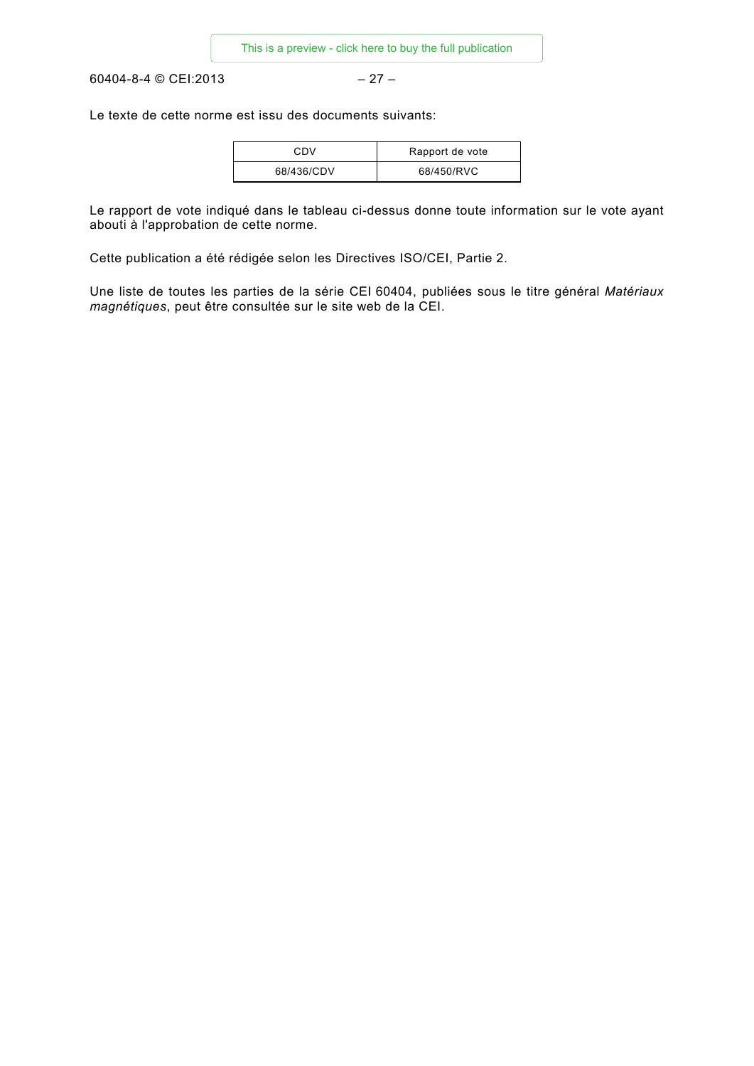Le texte de cette norme est issu des documents suivants:

| CDV | Rapport de vote |
| --- | --- |
| 68/436/CDV | 68/450/RVC |

Le rapport de vote indiqué dans le tableau ci-dessus donne toute information sur le vote ayant abouti à l'approbation de cette norme.

Cette publication a été rédigée selon les Directives ISO/CEI, Partie 2.

Une liste de toutes les parties de la série CEI 60404, publiées sous le titre général *Matériaux magnétiques*, peut être consultée sur le site web de la CEI.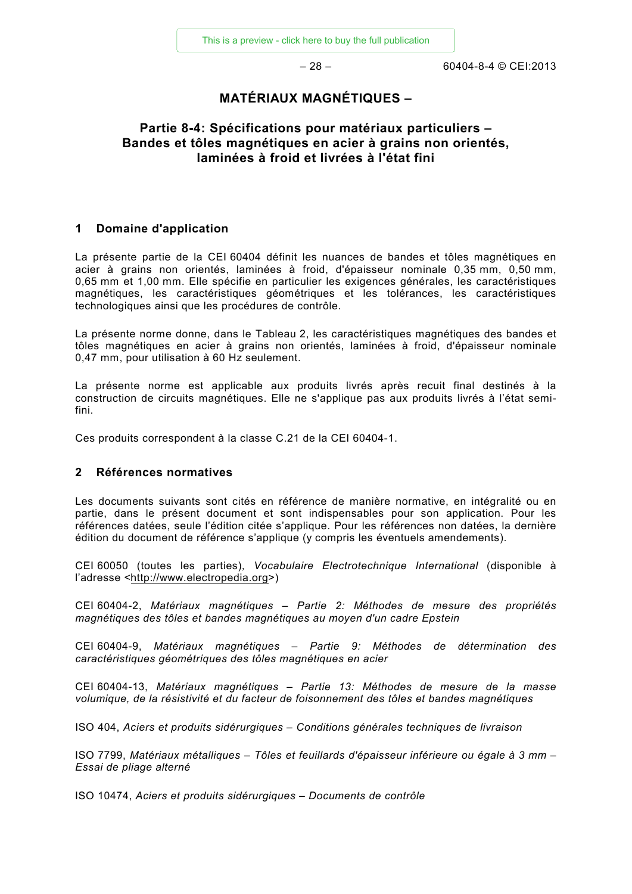# MATÉRIAUX MAGNÉTIQUES –

## Partie 8-4: Spécifications pour matériaux particuliers – Bandes et tôles magnétiques en acier à grains non orientés, laminées à froid et livrées à l'état fini

## 1 Domaine d'application

La présente partie de la CEI 60404 définit les nuances de bandes et tôles magnétiques en acier à grains non orientés, laminées à froid, d'épaisseur nominale 0,35 mm, 0,50 mm, 0,65 mm et 1,00 mm. Elle spécifie en particulier les exigences générales, les caractéristiques magnétiques, les caractéristiques géométriques et les tolérances, les caractéristiques technologiques ainsi que les procédures de contrôle.

La présente norme donne, dans le Tableau 2, les caractéristiques magnétiques des bandes et tôles magnétiques en acier à grains non orientés, laminées à froid, d'épaisseur nominale 0,47 mm, pour utilisation à 60 Hz seulement.

La présente norme est applicable aux produits livrés après recuit final destinés à la construction de circuits magnétiques. Elle ne s'applique pas aux produits livrés à l'état semi-fini.

Ces produits correspondent à la classe C.21 de la CEI 60404-1.

## 2 Références normatives

Les documents suivants sont cités en référence de manière normative, en intégralité ou en partie, dans le présent document et sont indispensables pour son application. Pour les références datées, seule l'édition citée s'applique. Pour les références non datées, la dernière édition du document de référence s'applique (y compris les éventuels amendements).

CEI 60050 (toutes les parties), *Vocabulaire Electrotechnique International* (disponible à l'adresse <http://www.electropedia.org>)

CEI 60404-2, *Matériaux magnétiques – Partie 2: Méthodes de mesure des propriétés magnétiques des tôles et bandes magnétiques au moyen d'un cadre Epstein*

CEI 60404-9, *Matériaux magnétiques – Partie 9: Méthodes de détermination des caractéristiques géométriques des tôles magnétiques en acier*

CEI 60404-13, *Matériaux magnétiques – Partie 13: Méthodes de mesure de la masse volumique, de la résistivité et du facteur de foisonnement des tôles et bandes magnétiques*

ISO 404, *Aciers et produits sidérurgiques – Conditions générales techniques de livraison*

ISO 7799, *Matériaux métalliques – Tôles et feuillards d'épaisseur inférieure ou égale à 3 mm – Essai de pliage alterné*

ISO 10474, *Aciers et produits sidérurgiques – Documents de contrôle*